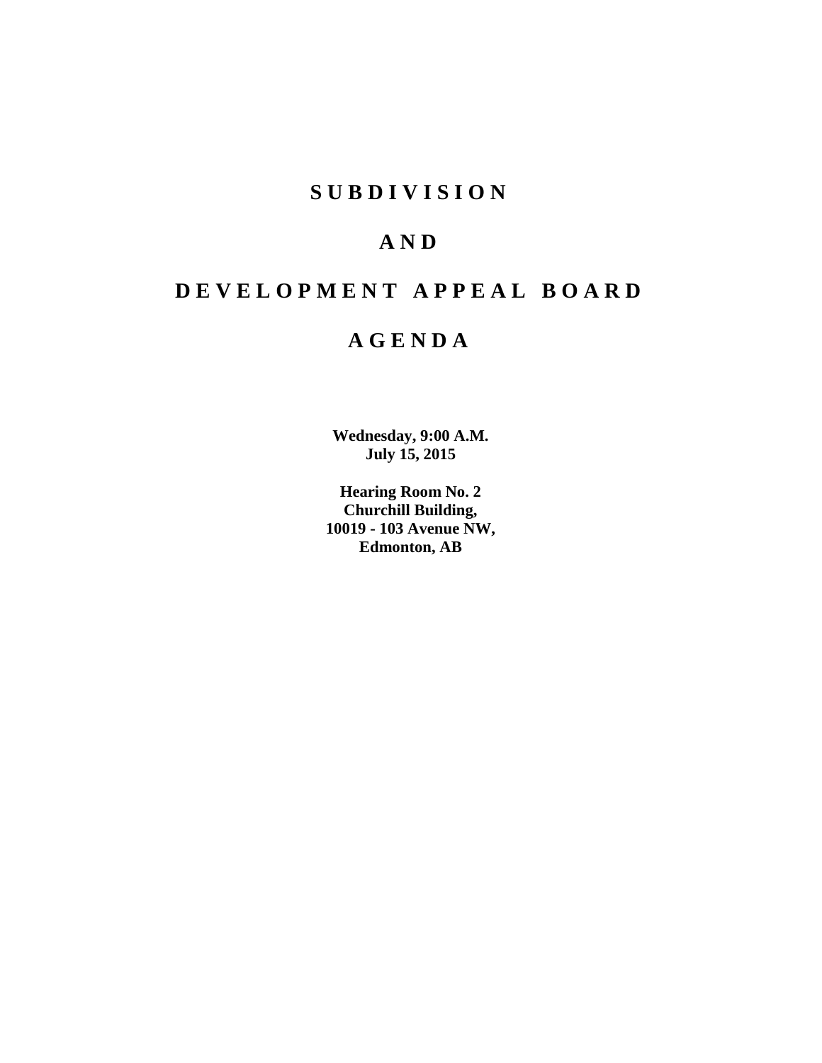# SUBDIVISION

# AND

# DEVELOPMENT APPEAL BOARD

# AGENDA

**Wednesday, 9:00 A.M.**
**July 15, 2015**

**Hearing Room No. 2**
**Churchill Building,**
**10019 - 103 Avenue NW,**
**Edmonton, AB**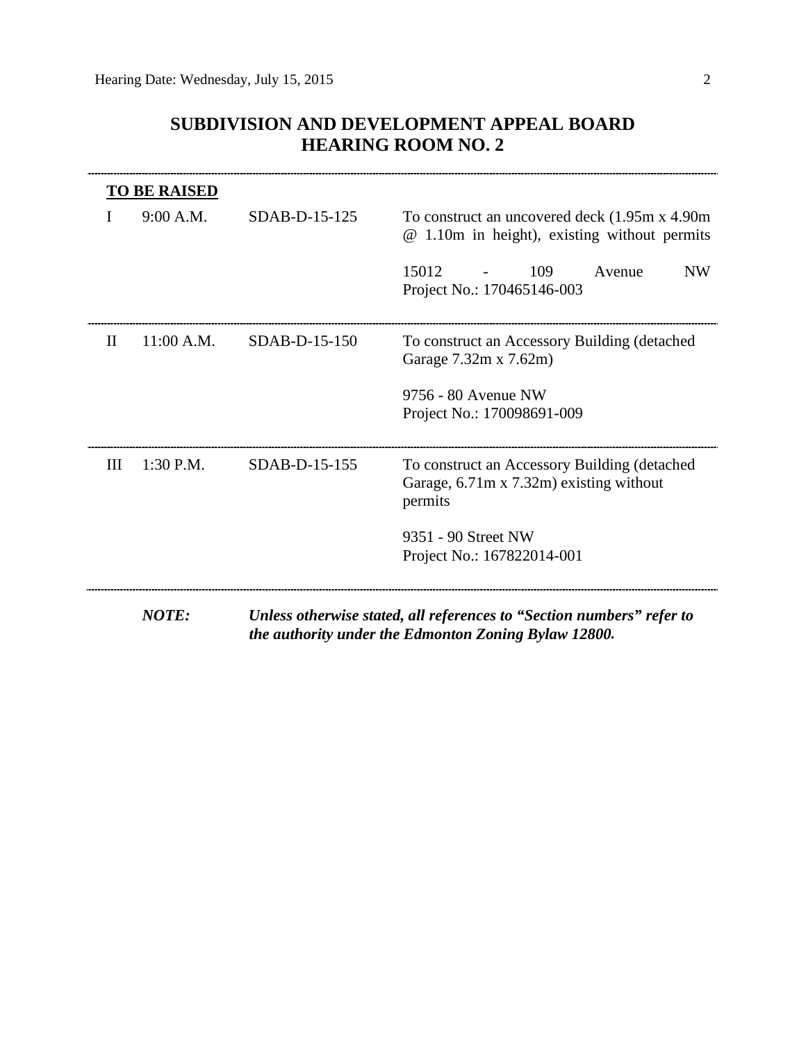# SUBDIVISION AND DEVELOPMENT APPEAL BOARD
## HEARING ROOM NO. 2

---

**TO BE RAISED**

| | | | |
|---|---|---|---|
| I | 9:00 A.M. | SDAB-D-15-125 | To construct an uncovered deck (1.95m x 4.90m @ 1.10m in height), existing without permits<br><br>15012 - 109 Avenue NW<br>Project No.: 170465146-003 |
| II | 11:00 A.M. | SDAB-D-15-150 | To construct an Accessory Building (detached Garage 7.32m x 7.62m)<br><br>9756 - 80 Avenue NW<br>Project No.: 170098691-009 |
| III | 1:30 P.M. | SDAB-D-15-155 | To construct an Accessory Building (detached Garage, 6.71m x 7.32m) existing without permits<br><br>9351 - 90 Street NW<br>Project No.: 167822014-001 |

---

***NOTE:*** ***Unless otherwise stated, all references to "Section numbers" refer to the authority under the Edmonton Zoning Bylaw 12800.***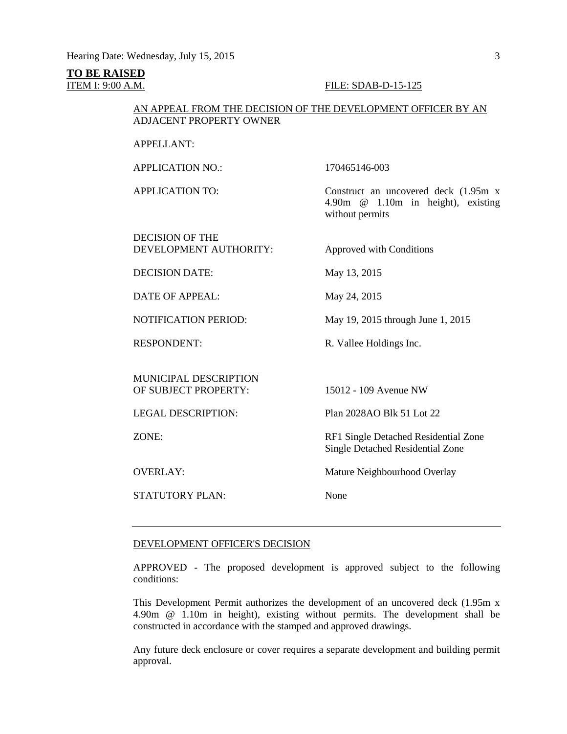**TO BE RAISED**

ITEM I: 9:00 A.M. FILE: SDAB-D-15-125

AN APPEAL FROM THE DECISION OF THE DEVELOPMENT OFFICER BY AN ADJACENT PROPERTY OWNER

| | |
|---|---|
| APPELLANT: | |
| APPLICATION NO.: | 170465146-003 |
| APPLICATION TO: | Construct an uncovered deck (1.95m x 4.90m @ 1.10m in height), existing without permits |
| DECISION OF THE DEVELOPMENT AUTHORITY: | Approved with Conditions |
| DECISION DATE: | May 13, 2015 |
| DATE OF APPEAL: | May 24, 2015 |
| NOTIFICATION PERIOD: | May 19, 2015 through June 1, 2015 |
| RESPONDENT: | R. Vallee Holdings Inc. |
| MUNICIPAL DESCRIPTION OF SUBJECT PROPERTY: | 15012 - 109 Avenue NW |
| LEGAL DESCRIPTION: | Plan 2028AO Blk 51 Lot 22 |
| ZONE: | RF1 Single Detached Residential Zone Single Detached Residential Zone |
| OVERLAY: | Mature Neighbourhood Overlay |
| STATUTORY PLAN: | None |

---

DEVELOPMENT OFFICER'S DECISION

APPROVED - The proposed development is approved subject to the following conditions:

This Development Permit authorizes the development of an uncovered deck (1.95m x 4.90m @ 1.10m in height), existing without permits. The development shall be constructed in accordance with the stamped and approved drawings.

Any future deck enclosure or cover requires a separate development and building permit approval.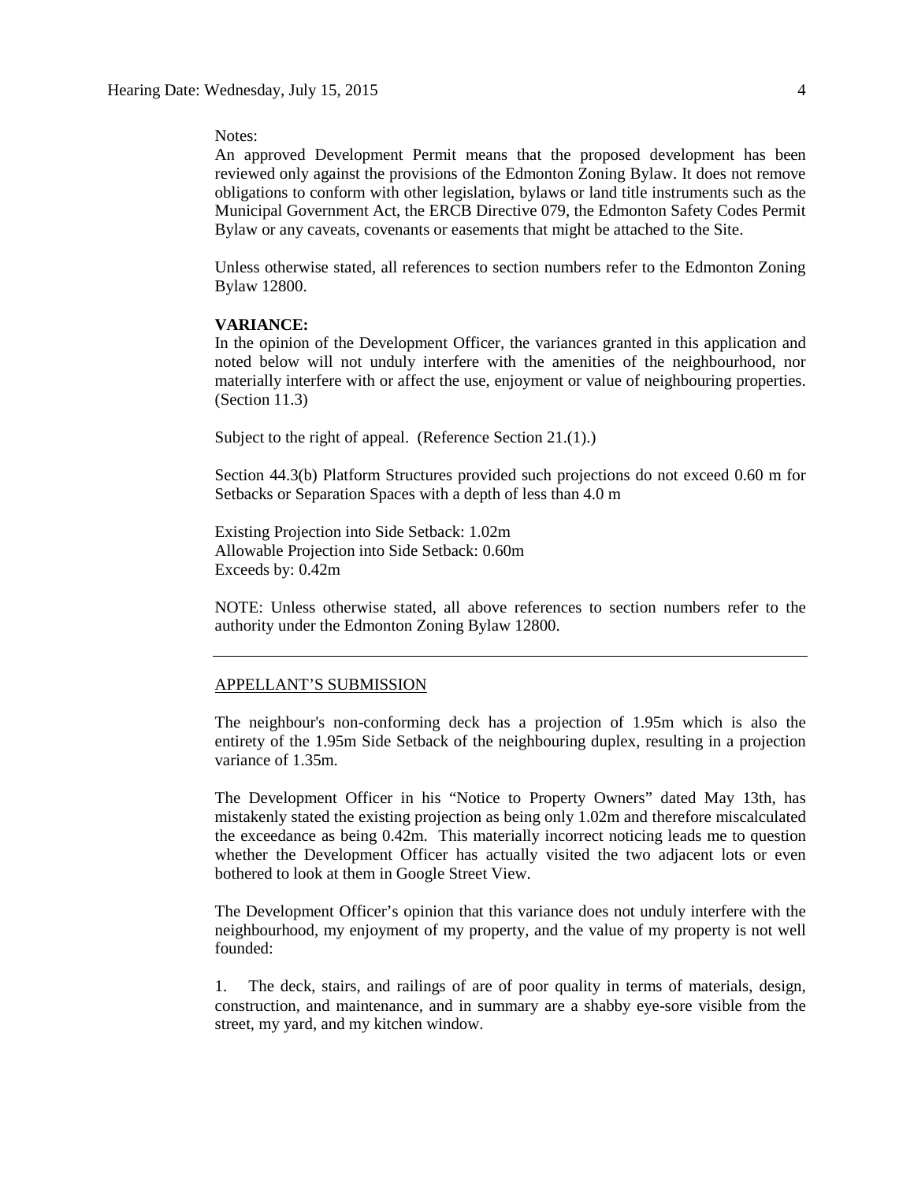Notes:
An approved Development Permit means that the proposed development has been reviewed only against the provisions of the Edmonton Zoning Bylaw. It does not remove obligations to conform with other legislation, bylaws or land title instruments such as the Municipal Government Act, the ERCB Directive 079, the Edmonton Safety Codes Permit Bylaw or any caveats, covenants or easements that might be attached to the Site.

Unless otherwise stated, all references to section numbers refer to the Edmonton Zoning Bylaw 12800.

**VARIANCE:**
In the opinion of the Development Officer, the variances granted in this application and noted below will not unduly interfere with the amenities of the neighbourhood, nor materially interfere with or affect the use, enjoyment or value of neighbouring properties. (Section 11.3)

Subject to the right of appeal. (Reference Section 21.(1).)

Section 44.3(b) Platform Structures provided such projections do not exceed 0.60 m for Setbacks or Separation Spaces with a depth of less than 4.0 m

Existing Projection into Side Setback: 1.02m
Allowable Projection into Side Setback: 0.60m
Exceeds by: 0.42m

NOTE: Unless otherwise stated, all above references to section numbers refer to the authority under the Edmonton Zoning Bylaw 12800.

---

APPELLANT'S SUBMISSION

The neighbour's non-conforming deck has a projection of 1.95m which is also the entirety of the 1.95m Side Setback of the neighbouring duplex, resulting in a projection variance of 1.35m.

The Development Officer in his "Notice to Property Owners" dated May 13th, has mistakenly stated the existing projection as being only 1.02m and therefore miscalculated the exceedance as being 0.42m. This materially incorrect noticing leads me to question whether the Development Officer has actually visited the two adjacent lots or even bothered to look at them in Google Street View.

The Development Officer's opinion that this variance does not unduly interfere with the neighbourhood, my enjoyment of my property, and the value of my property is not well founded:

1. The deck, stairs, and railings of are of poor quality in terms of materials, design, construction, and maintenance, and in summary are a shabby eye-sore visible from the street, my yard, and my kitchen window.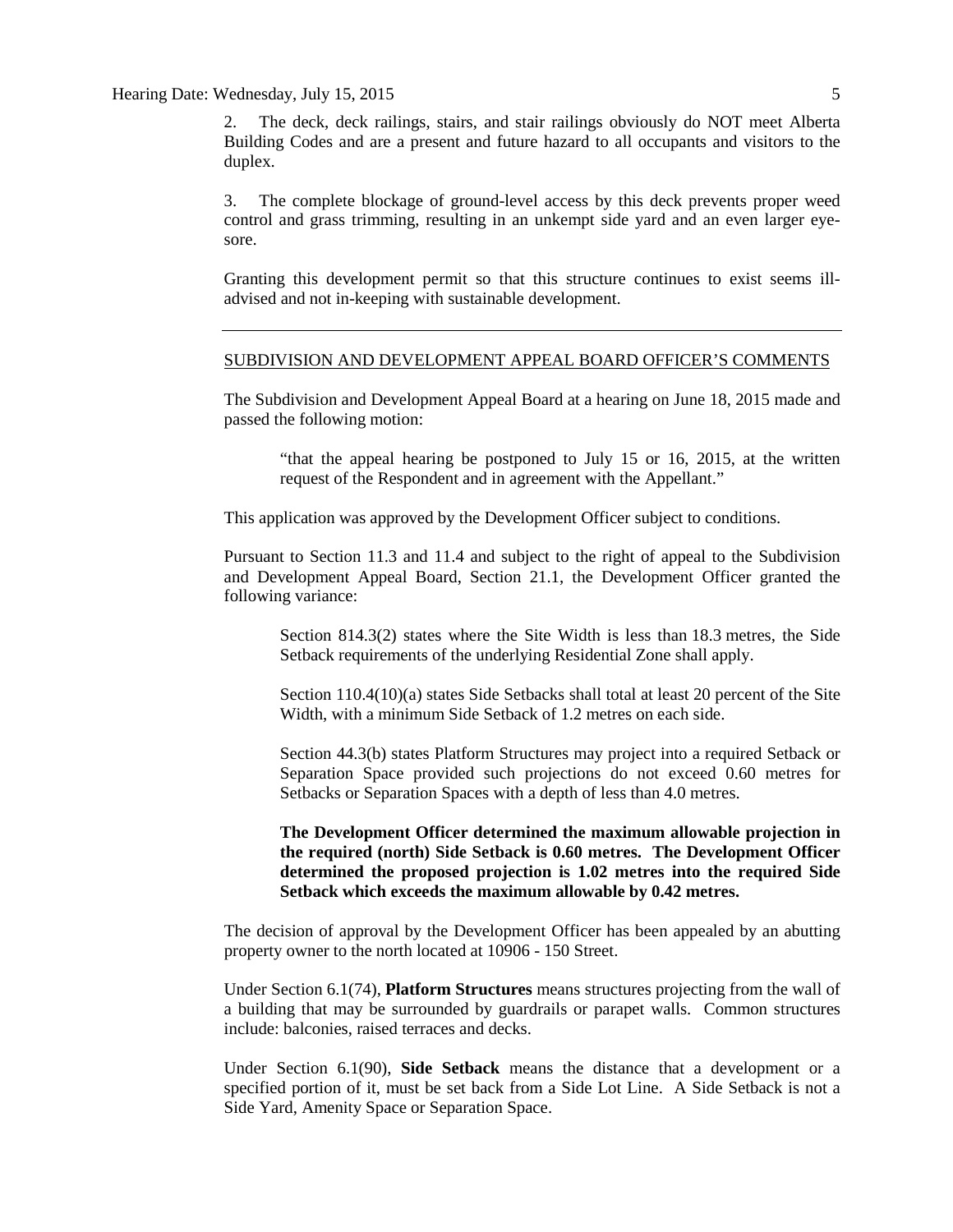2. The deck, deck railings, stairs, and stair railings obviously do NOT meet Alberta Building Codes and are a present and future hazard to all occupants and visitors to the duplex.

3. The complete blockage of ground-level access by this deck prevents proper weed control and grass trimming, resulting in an unkempt side yard and an even larger eye-sore.

Granting this development permit so that this structure continues to exist seems ill-advised and not in-keeping with sustainable development.

---

## SUBDIVISION AND DEVELOPMENT APPEAL BOARD OFFICER'S COMMENTS

The Subdivision and Development Appeal Board at a hearing on June 18, 2015 made and passed the following motion:

> "that the appeal hearing be postponed to July 15 or 16, 2015, at the written request of the Respondent and in agreement with the Appellant."

This application was approved by the Development Officer subject to conditions.

Pursuant to Section 11.3 and 11.4 and subject to the right of appeal to the Subdivision and Development Appeal Board, Section 21.1, the Development Officer granted the following variance:

> Section 814.3(2) states where the Site Width is less than 18.3 metres, the Side Setback requirements of the underlying Residential Zone shall apply.
>
> Section 110.4(10)(a) states Side Setbacks shall total at least 20 percent of the Site Width, with a minimum Side Setback of 1.2 metres on each side.
>
> Section 44.3(b) states Platform Structures may project into a required Setback or Separation Space provided such projections do not exceed 0.60 metres for Setbacks or Separation Spaces with a depth of less than 4.0 metres.
>
> **The Development Officer determined the maximum allowable projection in the required (north) Side Setback is 0.60 metres. The Development Officer determined the proposed projection is 1.02 metres into the required Side Setback which exceeds the maximum allowable by 0.42 metres.**

The decision of approval by the Development Officer has been appealed by an abutting property owner to the north located at 10906 - 150 Street.

Under Section 6.1(74), **Platform Structures** means structures projecting from the wall of a building that may be surrounded by guardrails or parapet walls. Common structures include: balconies, raised terraces and decks.

Under Section 6.1(90), **Side Setback** means the distance that a development or a specified portion of it, must be set back from a Side Lot Line. A Side Setback is not a Side Yard, Amenity Space or Separation Space.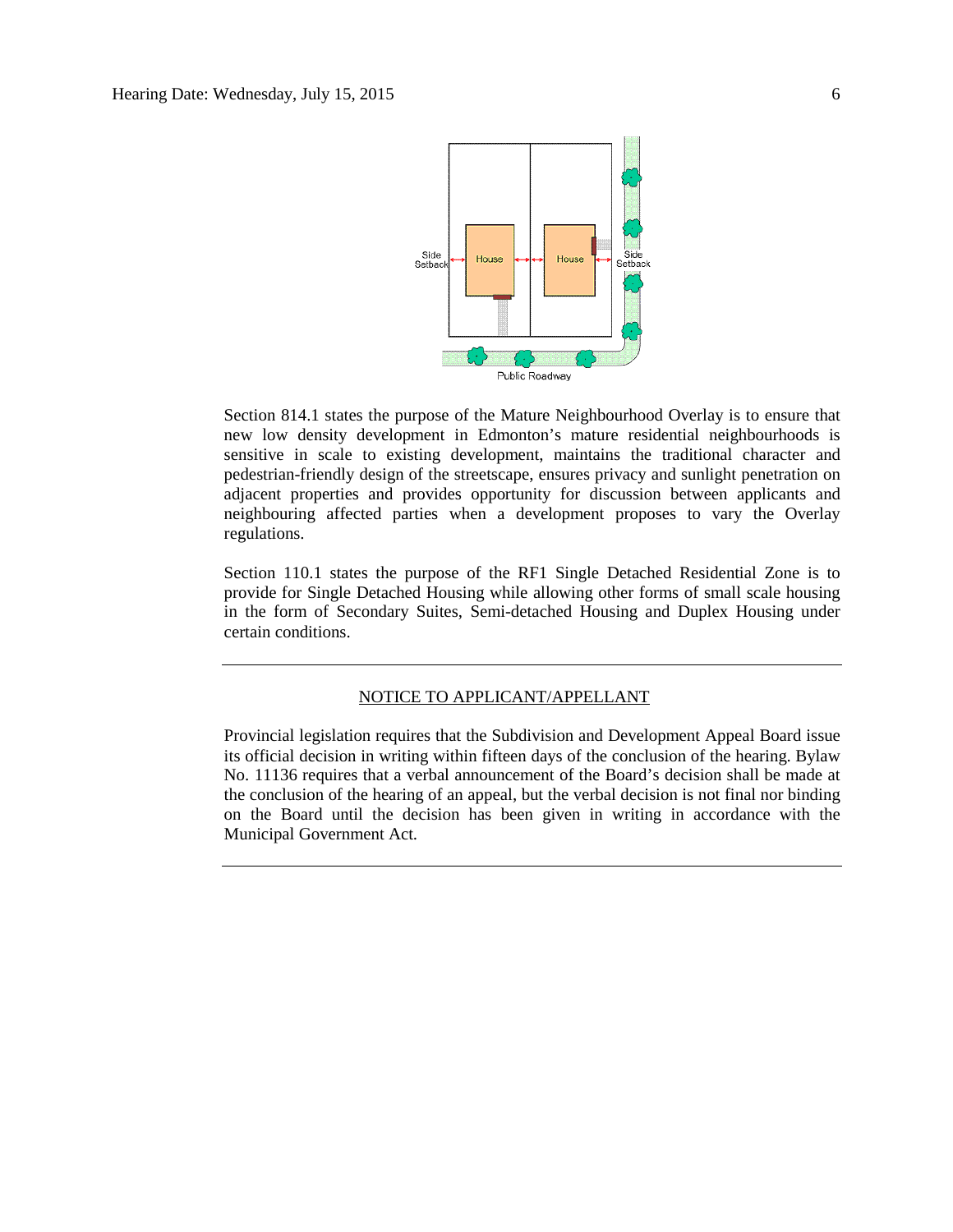Section 814.1 states the purpose of the Mature Neighbourhood Overlay is to ensure that new low density development in Edmonton's mature residential neighbourhoods is sensitive in scale to existing development, maintains the traditional character and pedestrian-friendly design of the streetscape, ensures privacy and sunlight penetration on adjacent properties and provides opportunity for discussion between applicants and neighbouring affected parties when a development proposes to vary the Overlay regulations.

Section 110.1 states the purpose of the RF1 Single Detached Residential Zone is to provide for Single Detached Housing while allowing other forms of small scale housing in the form of Secondary Suites, Semi-detached Housing and Duplex Housing under certain conditions.

---

NOTICE TO APPLICANT/APPELLANT

Provincial legislation requires that the Subdivision and Development Appeal Board issue its official decision in writing within fifteen days of the conclusion of the hearing. Bylaw No. 11136 requires that a verbal announcement of the Board's decision shall be made at the conclusion of the hearing of an appeal, but the verbal decision is not final nor binding on the Board until the decision has been given in writing in accordance with the Municipal Government Act.

---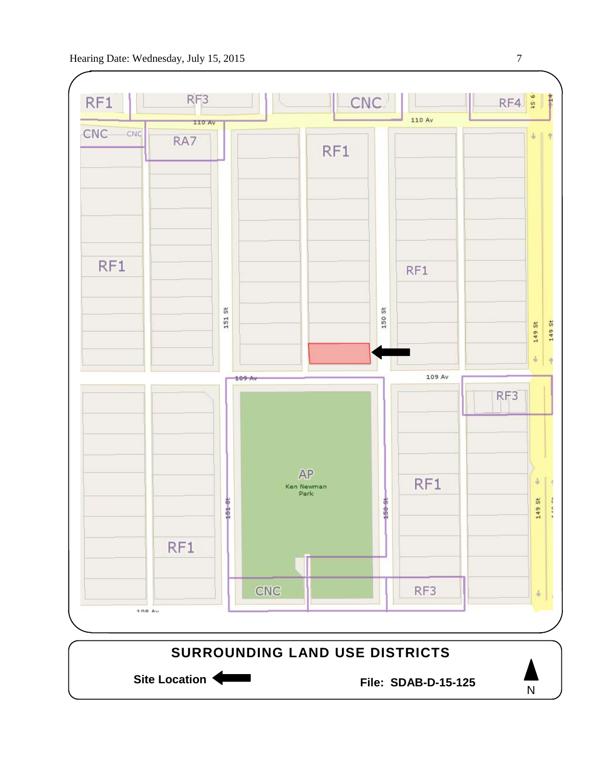## SURROUNDING LAND USE DISTRICTS

**Site Location**

**File: SDAB-D-15-125**

N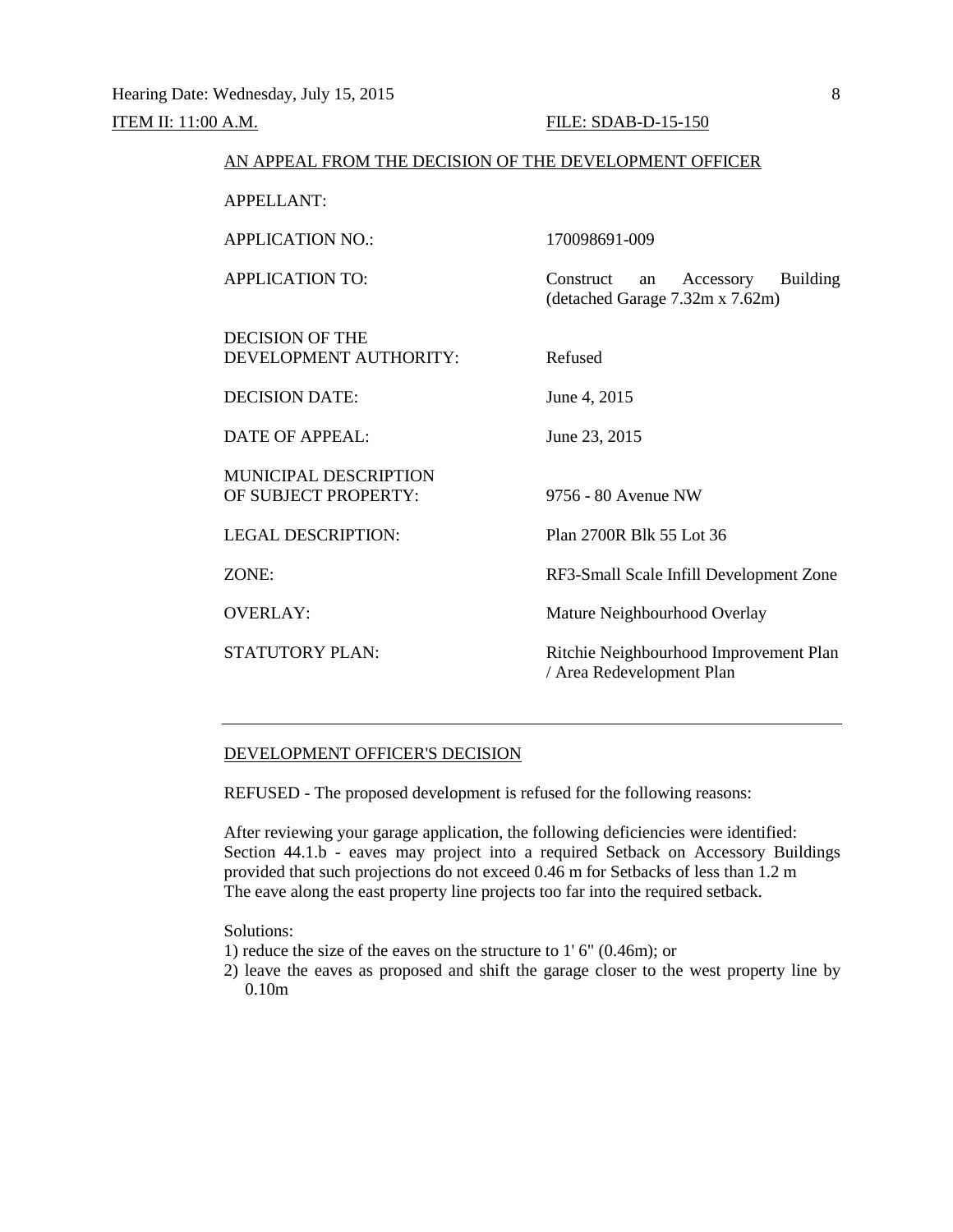Hearing Date: Wednesday, July 15, 2015

ITEM II: 11:00 A.M. FILE: SDAB-D-15-150

AN APPEAL FROM THE DECISION OF THE DEVELOPMENT OFFICER

| | |
|---|---|
| APPELLANT: | |
| APPLICATION NO.: | 170098691-009 |
| APPLICATION TO: | Construct an Accessory Building (detached Garage 7.32m x 7.62m) |
| DECISION OF THE DEVELOPMENT AUTHORITY: | Refused |
| DECISION DATE: | June 4, 2015 |
| DATE OF APPEAL: | June 23, 2015 |
| MUNICIPAL DESCRIPTION OF SUBJECT PROPERTY: | 9756 - 80 Avenue NW |
| LEGAL DESCRIPTION: | Plan 2700R Blk 55 Lot 36 |
| ZONE: | RF3-Small Scale Infill Development Zone |
| OVERLAY: | Mature Neighbourhood Overlay |
| STATUTORY PLAN: | Ritchie Neighbourhood Improvement Plan / Area Redevelopment Plan |

---

DEVELOPMENT OFFICER'S DECISION

REFUSED - The proposed development is refused for the following reasons:

After reviewing your garage application, the following deficiencies were identified:
Section 44.1.b - eaves may project into a required Setback on Accessory Buildings provided that such projections do not exceed 0.46 m for Setbacks of less than 1.2 m
The eave along the east property line projects too far into the required setback.

Solutions:

1) reduce the size of the eaves on the structure to 1' 6" (0.46m); or
2) leave the eaves as proposed and shift the garage closer to the west property line by 0.10m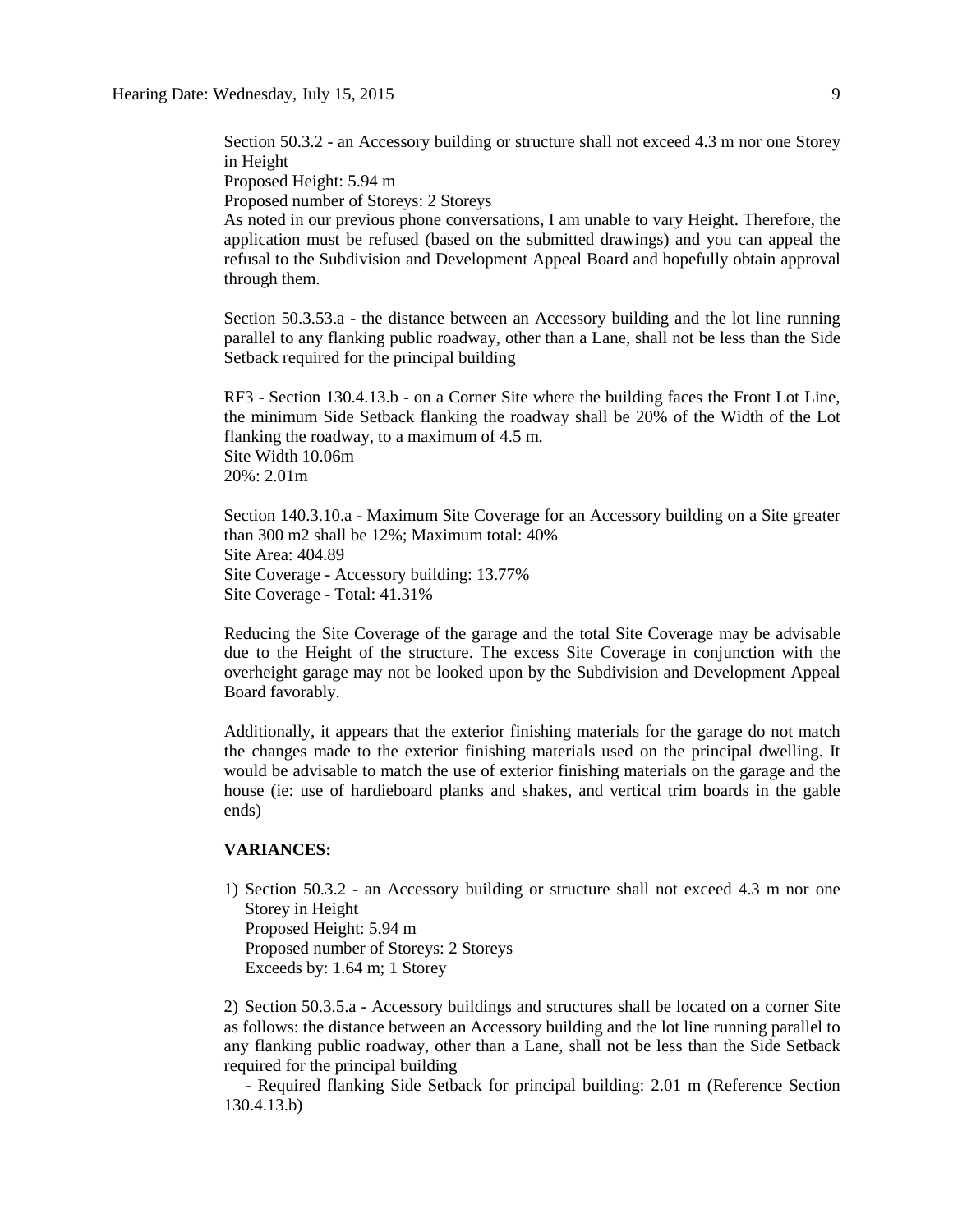Section 50.3.2 - an Accessory building or structure shall not exceed 4.3 m nor one Storey in Height
Proposed Height: 5.94 m
Proposed number of Storeys: 2 Storeys
As noted in our previous phone conversations, I am unable to vary Height. Therefore, the application must be refused (based on the submitted drawings) and you can appeal the refusal to the Subdivision and Development Appeal Board and hopefully obtain approval through them.

Section 50.3.53.a - the distance between an Accessory building and the lot line running parallel to any flanking public roadway, other than a Lane, shall not be less than the Side Setback required for the principal building

RF3 - Section 130.4.13.b - on a Corner Site where the building faces the Front Lot Line, the minimum Side Setback flanking the roadway shall be 20% of the Width of the Lot flanking the roadway, to a maximum of 4.5 m.
Site Width 10.06m
20%: 2.01m

Section 140.3.10.a - Maximum Site Coverage for an Accessory building on a Site greater than 300 m2 shall be 12%; Maximum total: 40%
Site Area: 404.89
Site Coverage - Accessory building: 13.77%
Site Coverage - Total: 41.31%

Reducing the Site Coverage of the garage and the total Site Coverage may be advisable due to the Height of the structure. The excess Site Coverage in conjunction with the overheight garage may not be looked upon by the Subdivision and Development Appeal Board favorably.

Additionally, it appears that the exterior finishing materials for the garage do not match the changes made to the exterior finishing materials used on the principal dwelling. It would be advisable to match the use of exterior finishing materials on the garage and the house (ie: use of hardieboard planks and shakes, and vertical trim boards in the gable ends)

**VARIANCES:**

1) Section 50.3.2 - an Accessory building or structure shall not exceed 4.3 m nor one Storey in Height
   Proposed Height: 5.94 m
   Proposed number of Storeys: 2 Storeys
   Exceeds by: 1.64 m; 1 Storey

2) Section 50.3.5.a - Accessory buildings and structures shall be located on a corner Site as follows: the distance between an Accessory building and the lot line running parallel to any flanking public roadway, other than a Lane, shall not be less than the Side Setback required for the principal building

   - Required flanking Side Setback for principal building: 2.01 m (Reference Section 130.4.13.b)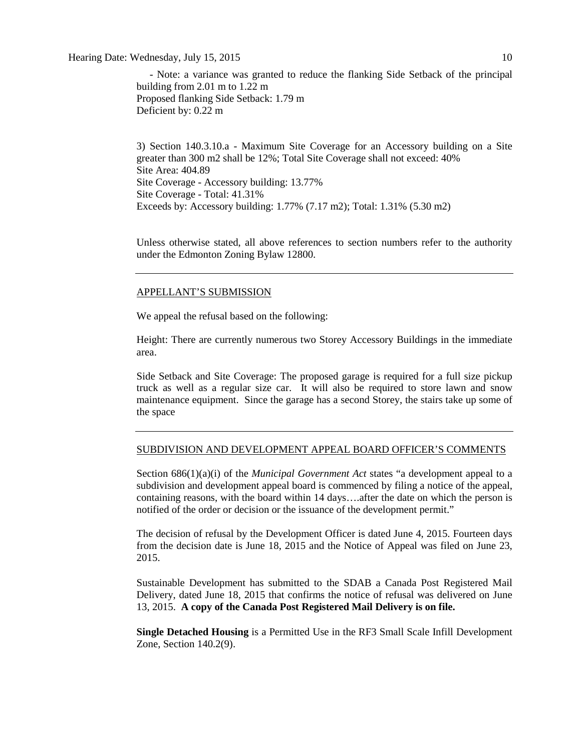- Note: a variance was granted to reduce the flanking Side Setback of the principal building from 2.01 m to 1.22 m
Proposed flanking Side Setback: 1.79 m
Deficient by: 0.22 m

3) Section 140.3.10.a - Maximum Site Coverage for an Accessory building on a Site greater than 300 m2 shall be 12%; Total Site Coverage shall not exceed: 40%
Site Area: 404.89
Site Coverage - Accessory building: 13.77%
Site Coverage - Total: 41.31%
Exceeds by: Accessory building: 1.77% (7.17 m2); Total: 1.31% (5.30 m2)

Unless otherwise stated, all above references to section numbers refer to the authority under the Edmonton Zoning Bylaw 12800.

---

APPELLANT'S SUBMISSION

We appeal the refusal based on the following:

Height: There are currently numerous two Storey Accessory Buildings in the immediate area.

Side Setback and Site Coverage: The proposed garage is required for a full size pickup truck as well as a regular size car. It will also be required to store lawn and snow maintenance equipment. Since the garage has a second Storey, the stairs take up some of the space

---

SUBDIVISION AND DEVELOPMENT APPEAL BOARD OFFICER'S COMMENTS

Section 686(1)(a)(i) of the *Municipal Government Act* states "a development appeal to a subdivision and development appeal board is commenced by filing a notice of the appeal, containing reasons, with the board within 14 days….after the date on which the person is notified of the order or decision or the issuance of the development permit."

The decision of refusal by the Development Officer is dated June 4, 2015. Fourteen days from the decision date is June 18, 2015 and the Notice of Appeal was filed on June 23, 2015.

Sustainable Development has submitted to the SDAB a Canada Post Registered Mail Delivery, dated June 18, 2015 that confirms the notice of refusal was delivered on June 13, 2015. **A copy of the Canada Post Registered Mail Delivery is on file.**

**Single Detached Housing** is a Permitted Use in the RF3 Small Scale Infill Development Zone, Section 140.2(9).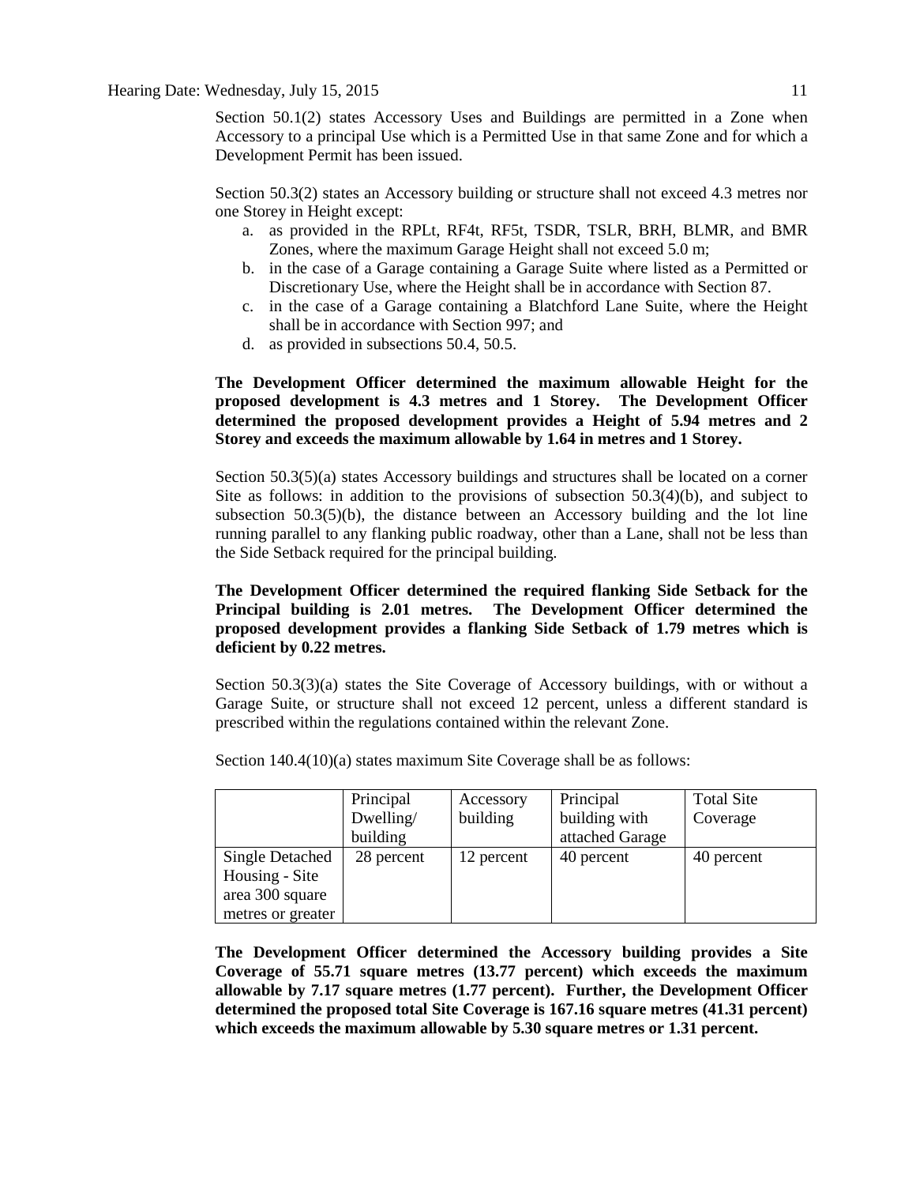Section 50.1(2) states Accessory Uses and Buildings are permitted in a Zone when Accessory to a principal Use which is a Permitted Use in that same Zone and for which a Development Permit has been issued.

Section 50.3(2) states an Accessory building or structure shall not exceed 4.3 metres nor one Storey in Height except:

a. as provided in the RPLt, RF4t, RF5t, TSDR, TSLR, BRH, BLMR, and BMR Zones, where the maximum Garage Height shall not exceed 5.0 m;
b. in the case of a Garage containing a Garage Suite where listed as a Permitted or Discretionary Use, where the Height shall be in accordance with Section 87.
c. in the case of a Garage containing a Blatchford Lane Suite, where the Height shall be in accordance with Section 997; and
d. as provided in subsections 50.4, 50.5.

**The Development Officer determined the maximum allowable Height for the proposed development is 4.3 metres and 1 Storey. The Development Officer determined the proposed development provides a Height of 5.94 metres and 2 Storey and exceeds the maximum allowable by 1.64 in metres and 1 Storey.**

Section 50.3(5)(a) states Accessory buildings and structures shall be located on a corner Site as follows: in addition to the provisions of subsection 50.3(4)(b), and subject to subsection 50.3(5)(b), the distance between an Accessory building and the lot line running parallel to any flanking public roadway, other than a Lane, shall not be less than the Side Setback required for the principal building.

**The Development Officer determined the required flanking Side Setback for the Principal building is 2.01 metres. The Development Officer determined the proposed development provides a flanking Side Setback of 1.79 metres which is deficient by 0.22 metres.**

Section 50.3(3)(a) states the Site Coverage of Accessory buildings, with or without a Garage Suite, or structure shall not exceed 12 percent, unless a different standard is prescribed within the regulations contained within the relevant Zone.

Section 140.4(10)(a) states maximum Site Coverage shall be as follows:

| | Principal Dwelling/ building | Accessory building | Principal building with attached Garage | Total Site Coverage |
|---|---|---|---|---|
| Single Detached Housing - Site area 300 square metres or greater | 28 percent | 12 percent | 40 percent | 40 percent |

**The Development Officer determined the Accessory building provides a Site Coverage of 55.71 square metres (13.77 percent) which exceeds the maximum allowable by 7.17 square metres (1.77 percent). Further, the Development Officer determined the proposed total Site Coverage is 167.16 square metres (41.31 percent) which exceeds the maximum allowable by 5.30 square metres or 1.31 percent.**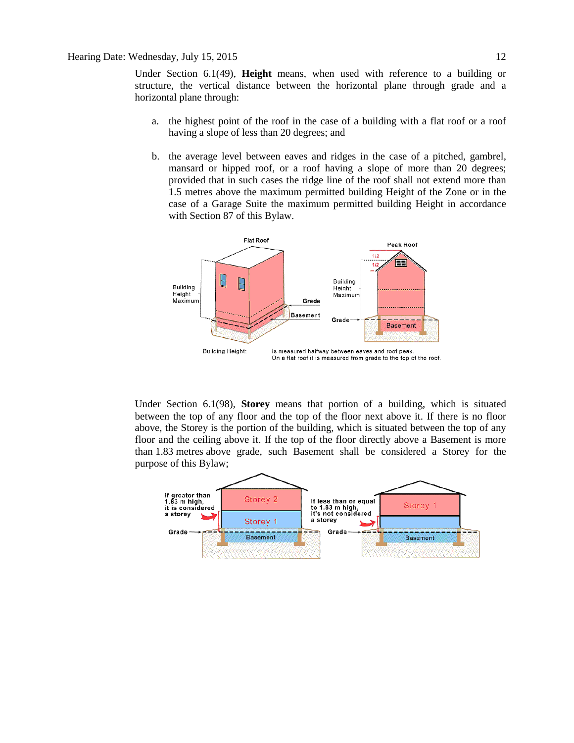Under Section 6.1(49), **Height** means, when used with reference to a building or structure, the vertical distance between the horizontal plane through grade and a horizontal plane through:

a. the highest point of the roof in the case of a building with a flat roof or a roof having a slope of less than 20 degrees; and

b. the average level between eaves and ridges in the case of a pitched, gambrel, mansard or hipped roof, or a roof having a slope of more than 20 degrees; provided that in such cases the ridge line of the roof shall not extend more than 1.5 metres above the maximum permitted building Height of the Zone or in the case of a Garage Suite the maximum permitted building Height in accordance with Section 87 of this Bylaw.

Building Height: Is measured halfway between eaves and roof peak. On a flat roof it is measured from grade to the top of the roof.

Under Section 6.1(98), **Storey** means that portion of a building, which is situated between the top of any floor and the top of the floor next above it. If there is no floor above, the Storey is the portion of the building, which is situated between the top of any floor and the ceiling above it. If the top of the floor directly above a Basement is more than 1.83 metres above grade, such Basement shall be considered a Storey for the purpose of this Bylaw;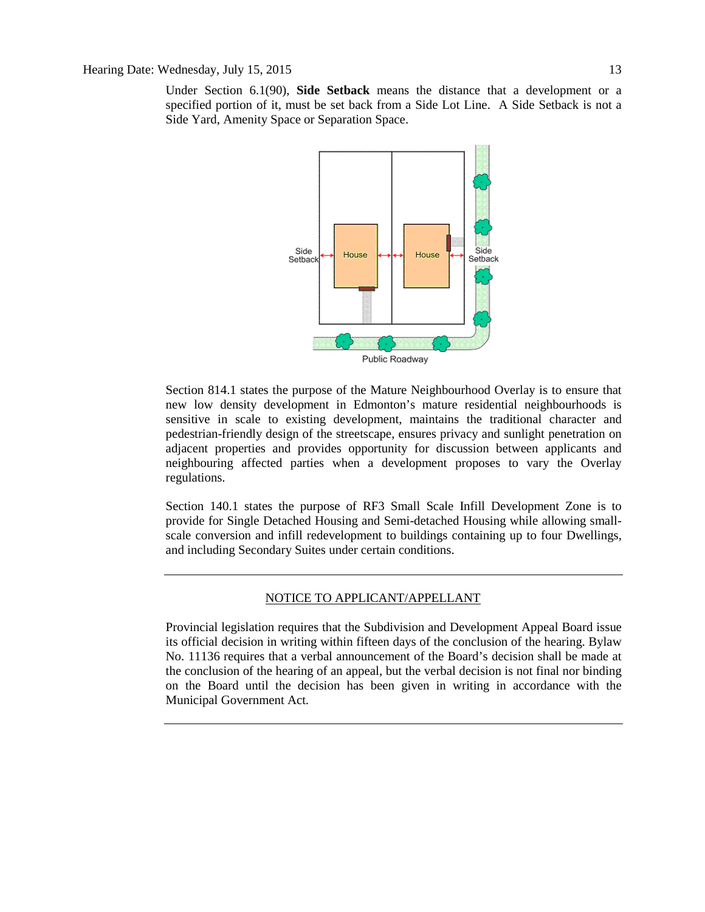Under Section 6.1(90), **Side Setback** means the distance that a development or a specified portion of it, must be set back from a Side Lot Line. A Side Setback is not a Side Yard, Amenity Space or Separation Space.

Section 814.1 states the purpose of the Mature Neighbourhood Overlay is to ensure that new low density development in Edmonton's mature residential neighbourhoods is sensitive in scale to existing development, maintains the traditional character and pedestrian-friendly design of the streetscape, ensures privacy and sunlight penetration on adjacent properties and provides opportunity for discussion between applicants and neighbouring affected parties when a development proposes to vary the Overlay regulations.

Section 140.1 states the purpose of RF3 Small Scale Infill Development Zone is to provide for Single Detached Housing and Semi-detached Housing while allowing small-scale conversion and infill redevelopment to buildings containing up to four Dwellings, and including Secondary Suites under certain conditions.

---

NOTICE TO APPLICANT/APPELLANT

Provincial legislation requires that the Subdivision and Development Appeal Board issue its official decision in writing within fifteen days of the conclusion of the hearing. Bylaw No. 11136 requires that a verbal announcement of the Board's decision shall be made at the conclusion of the hearing of an appeal, but the verbal decision is not final nor binding on the Board until the decision has been given in writing in accordance with the Municipal Government Act.

---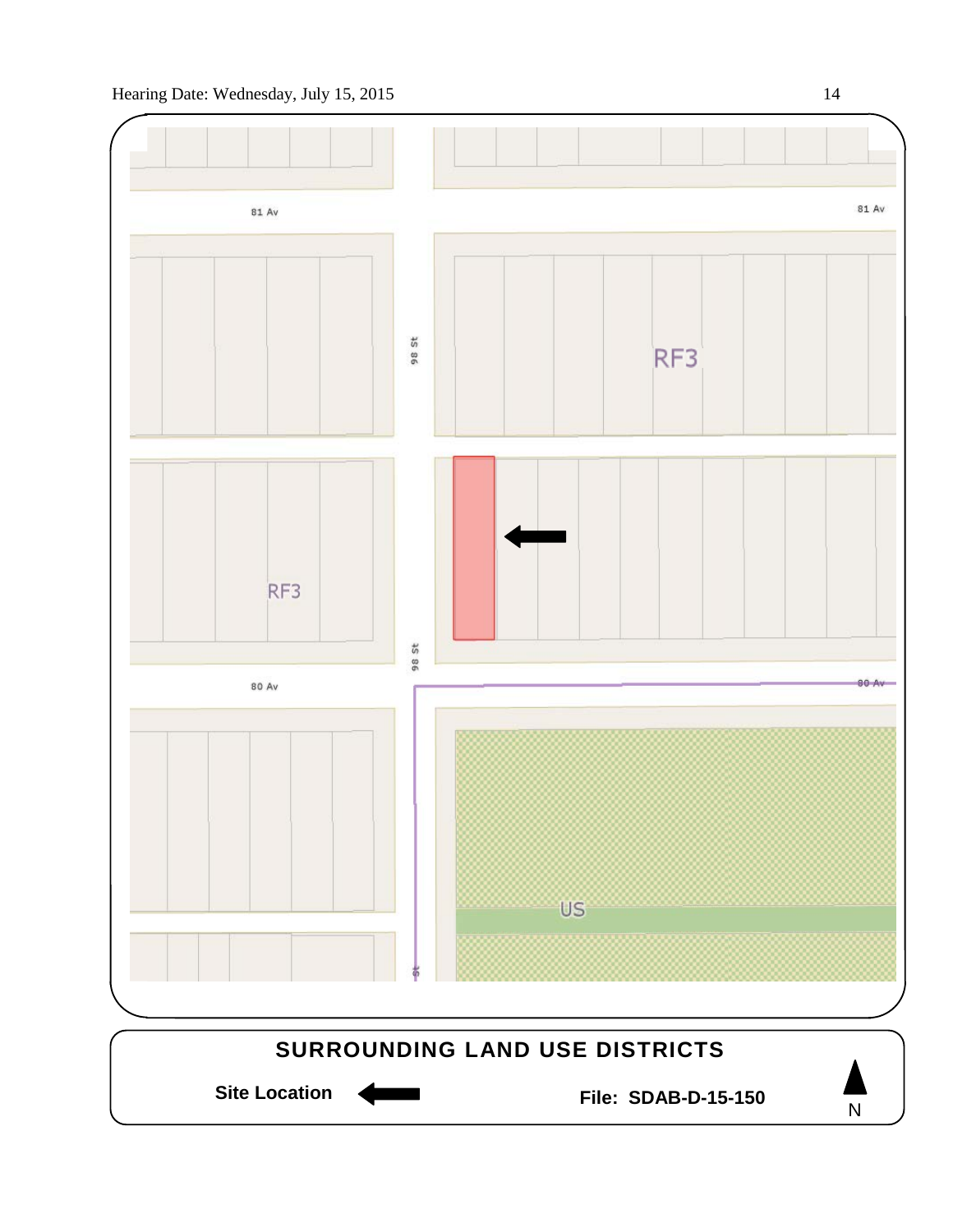81 Av

81 Av

98 St

RF3

RF3

98 St

80 Av

80 Av

US

St

**SURROUNDING LAND USE DISTRICTS**

**Site Location**

**File: SDAB-D-15-150**

N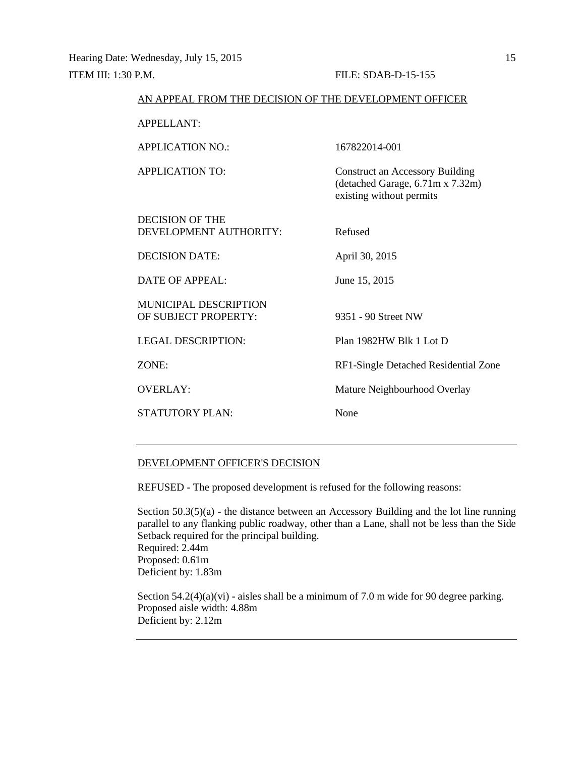Hearing Date: Wednesday, July 15, 2015

ITEM III: 1:30 P.M. FILE: SDAB-D-15-155

AN APPEAL FROM THE DECISION OF THE DEVELOPMENT OFFICER

| | |
|---|---|
| APPELLANT: | |
| APPLICATION NO.: | 167822014-001 |
| APPLICATION TO: | Construct an Accessory Building (detached Garage, 6.71m x 7.32m) existing without permits |
| DECISION OF THE DEVELOPMENT AUTHORITY: | Refused |
| DECISION DATE: | April 30, 2015 |
| DATE OF APPEAL: | June 15, 2015 |
| MUNICIPAL DESCRIPTION OF SUBJECT PROPERTY: | 9351 - 90 Street NW |
| LEGAL DESCRIPTION: | Plan 1982HW Blk 1 Lot D |
| ZONE: | RF1-Single Detached Residential Zone |
| OVERLAY: | Mature Neighbourhood Overlay |
| STATUTORY PLAN: | None |

---

DEVELOPMENT OFFICER'S DECISION

REFUSED - The proposed development is refused for the following reasons:

Section 50.3(5)(a) - the distance between an Accessory Building and the lot line running parallel to any flanking public roadway, other than a Lane, shall not be less than the Side Setback required for the principal building.
Required: 2.44m
Proposed: 0.61m
Deficient by: 1.83m

Section 54.2(4)(a)(vi) - aisles shall be a minimum of 7.0 m wide for 90 degree parking.
Proposed aisle width: 4.88m
Deficient by: 2.12m

---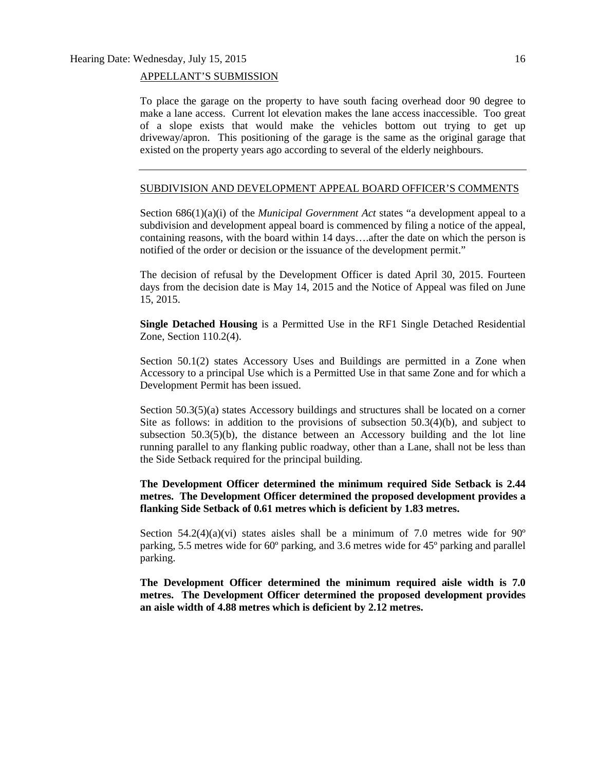APPELLANT'S SUBMISSION

To place the garage on the property to have south facing overhead door 90 degree to make a lane access. Current lot elevation makes the lane access inaccessible. Too great of a slope exists that would make the vehicles bottom out trying to get up driveway/apron. This positioning of the garage is the same as the original garage that existed on the property years ago according to several of the elderly neighbours.

---

SUBDIVISION AND DEVELOPMENT APPEAL BOARD OFFICER'S COMMENTS

Section 686(1)(a)(i) of the *Municipal Government Act* states "a development appeal to a subdivision and development appeal board is commenced by filing a notice of the appeal, containing reasons, with the board within 14 days….after the date on which the person is notified of the order or decision or the issuance of the development permit."

The decision of refusal by the Development Officer is dated April 30, 2015. Fourteen days from the decision date is May 14, 2015 and the Notice of Appeal was filed on June 15, 2015.

**Single Detached Housing** is a Permitted Use in the RF1 Single Detached Residential Zone, Section 110.2(4).

Section 50.1(2) states Accessory Uses and Buildings are permitted in a Zone when Accessory to a principal Use which is a Permitted Use in that same Zone and for which a Development Permit has been issued.

Section 50.3(5)(a) states Accessory buildings and structures shall be located on a corner Site as follows: in addition to the provisions of subsection 50.3(4)(b), and subject to subsection 50.3(5)(b), the distance between an Accessory building and the lot line running parallel to any flanking public roadway, other than a Lane, shall not be less than the Side Setback required for the principal building.

**The Development Officer determined the minimum required Side Setback is 2.44 metres. The Development Officer determined the proposed development provides a flanking Side Setback of 0.61 metres which is deficient by 1.83 metres.**

Section 54.2(4)(a)(vi) states aisles shall be a minimum of 7.0 metres wide for 90º parking, 5.5 metres wide for 60º parking, and 3.6 metres wide for 45º parking and parallel parking.

**The Development Officer determined the minimum required aisle width is 7.0 metres. The Development Officer determined the proposed development provides an aisle width of 4.88 metres which is deficient by 2.12 metres.**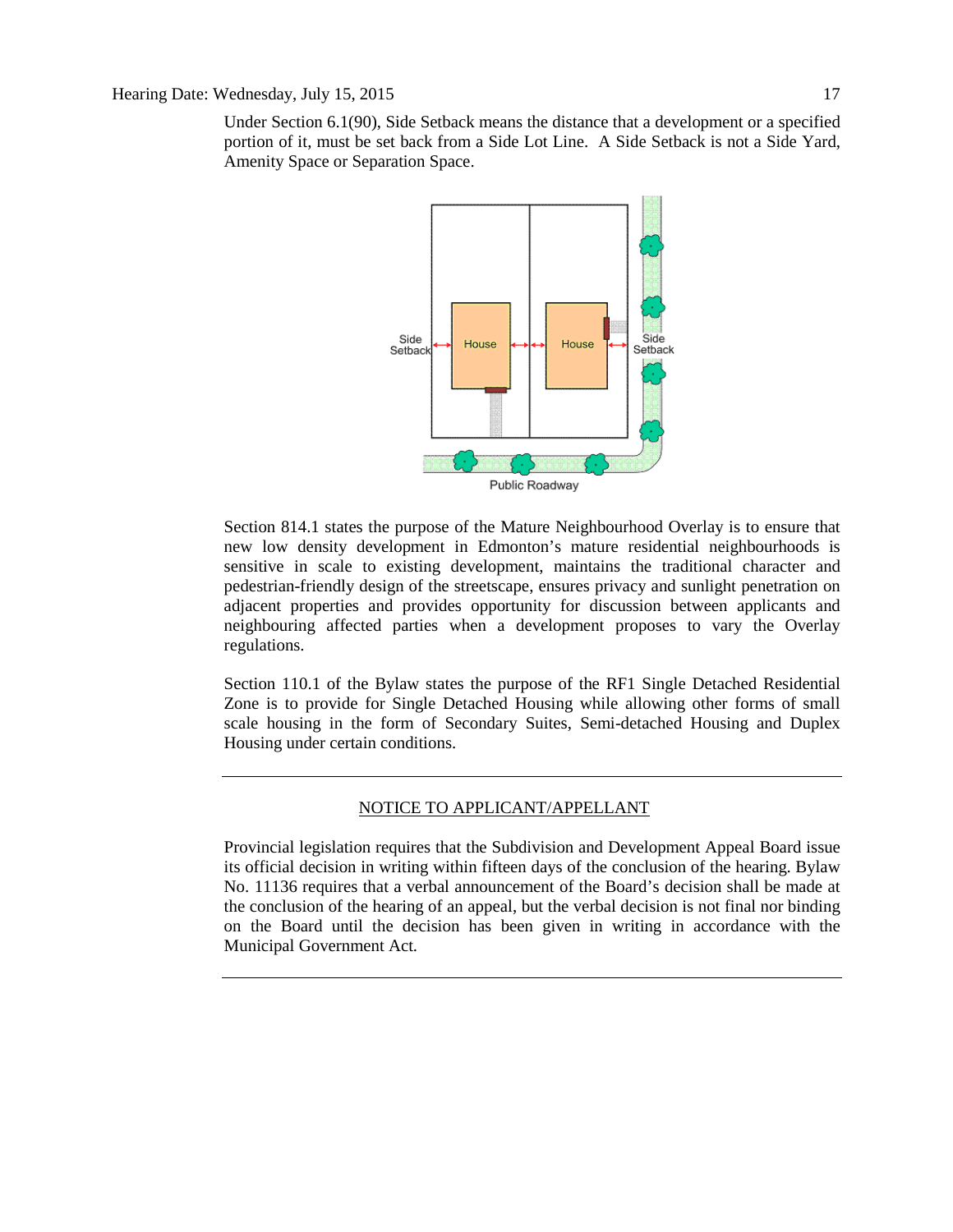Under Section 6.1(90), Side Setback means the distance that a development or a specified portion of it, must be set back from a Side Lot Line. A Side Setback is not a Side Yard, Amenity Space or Separation Space.

Section 814.1 states the purpose of the Mature Neighbourhood Overlay is to ensure that new low density development in Edmonton's mature residential neighbourhoods is sensitive in scale to existing development, maintains the traditional character and pedestrian-friendly design of the streetscape, ensures privacy and sunlight penetration on adjacent properties and provides opportunity for discussion between applicants and neighbouring affected parties when a development proposes to vary the Overlay regulations.

Section 110.1 of the Bylaw states the purpose of the RF1 Single Detached Residential Zone is to provide for Single Detached Housing while allowing other forms of small scale housing in the form of Secondary Suites, Semi-detached Housing and Duplex Housing under certain conditions.

---

## NOTICE TO APPLICANT/APPELLANT

Provincial legislation requires that the Subdivision and Development Appeal Board issue its official decision in writing within fifteen days of the conclusion of the hearing. Bylaw No. 11136 requires that a verbal announcement of the Board's decision shall be made at the conclusion of the hearing of an appeal, but the verbal decision is not final nor binding on the Board until the decision has been given in writing in accordance with the Municipal Government Act.

---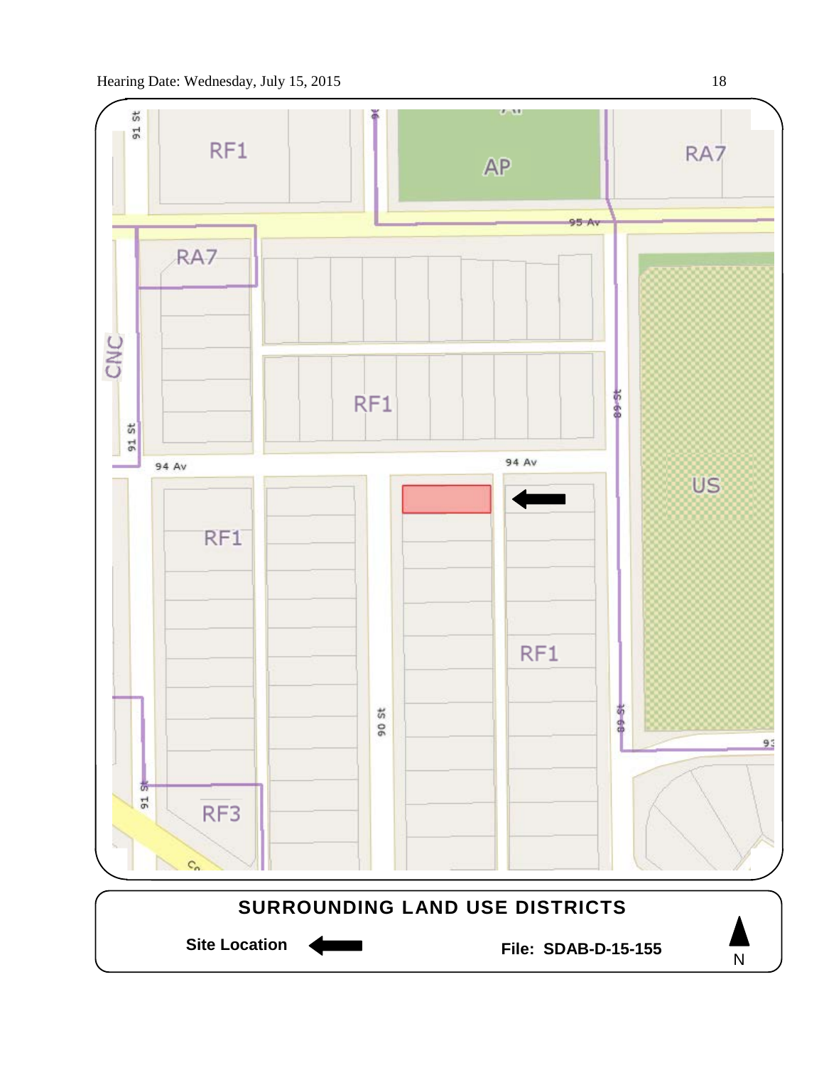RF1

AP

RA7

95 Av

RA7

CNC

RF1

89 St

91 St

94 Av

94 Av

US

RF1

RF1

90 St

89 St

91 St

RF3

## SURROUNDING LAND USE DISTRICTS

**Site Location** ⬅

**File: SDAB-D-15-155**

N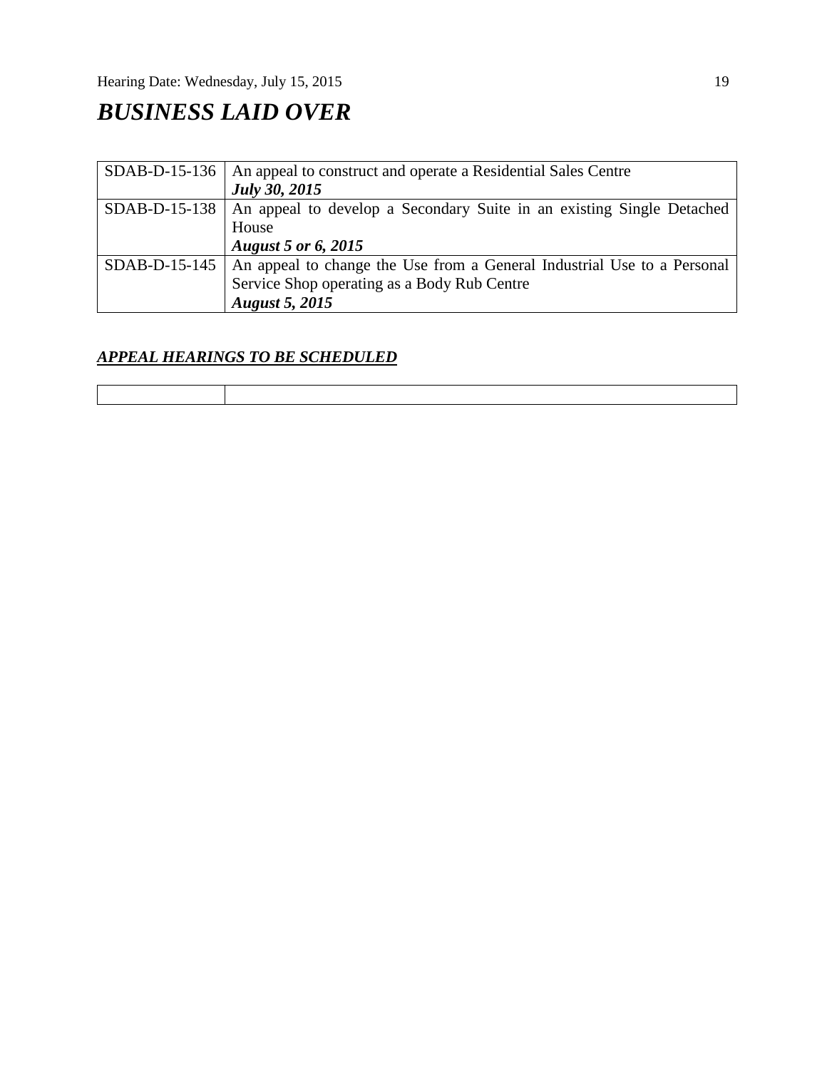# *BUSINESS LAID OVER*

| | |
|---|---|
| SDAB-D-15-136 | An appeal to construct and operate a Residential Sales Centre<br>***July 30, 2015*** |
| SDAB-D-15-138 | An appeal to develop a Secondary Suite in an existing Single Detached House<br>***August 5 or 6, 2015*** |
| SDAB-D-15-145 | An appeal to change the Use from a General Industrial Use to a Personal Service Shop operating as a Body Rub Centre<br>***August 5, 2015*** |

## ***APPEAL HEARINGS TO BE SCHEDULED***

| | |
|---|---|
| | |